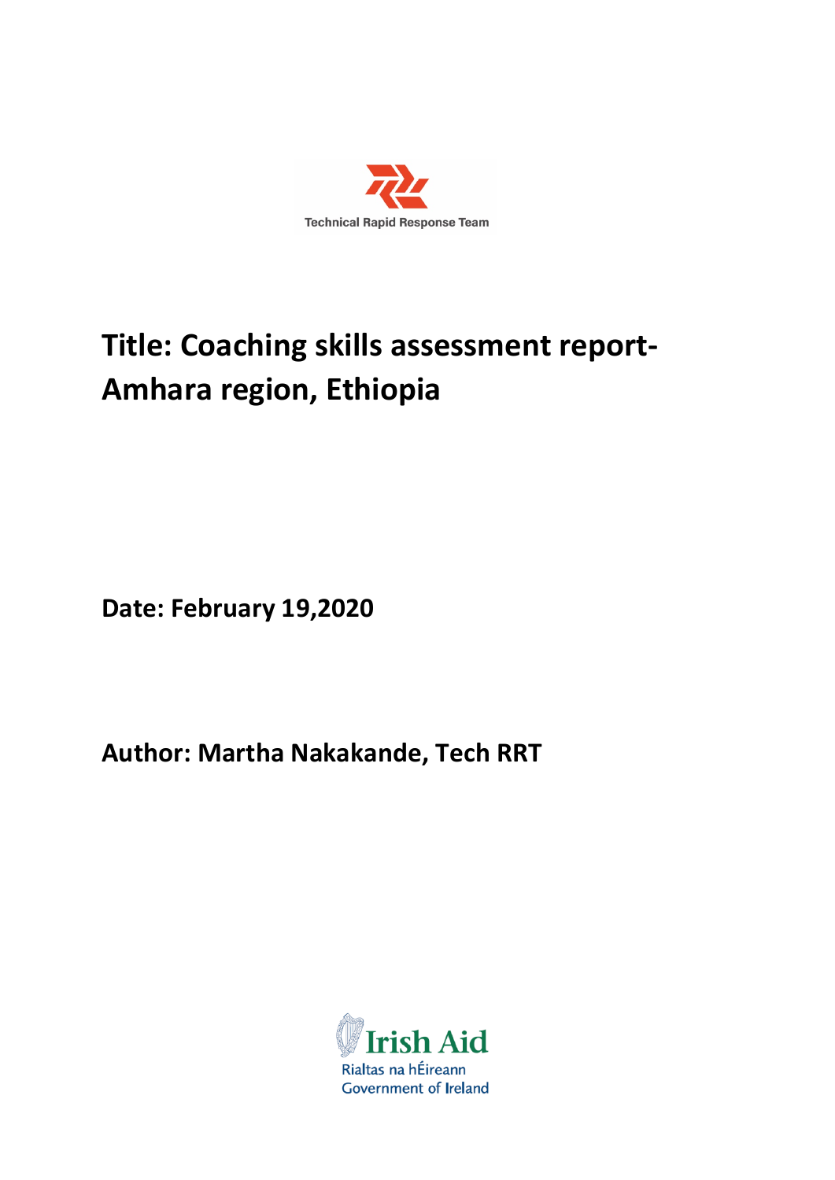Technical Rapid Response Team

# Title: Coaching skills assessment report- Amhara region, Ethiopia

**Date: February 19,2020**

**Author: Martha Nakakande, Tech RRT**

Irish Aid
Rialtas na hÉireann
Government of Ireland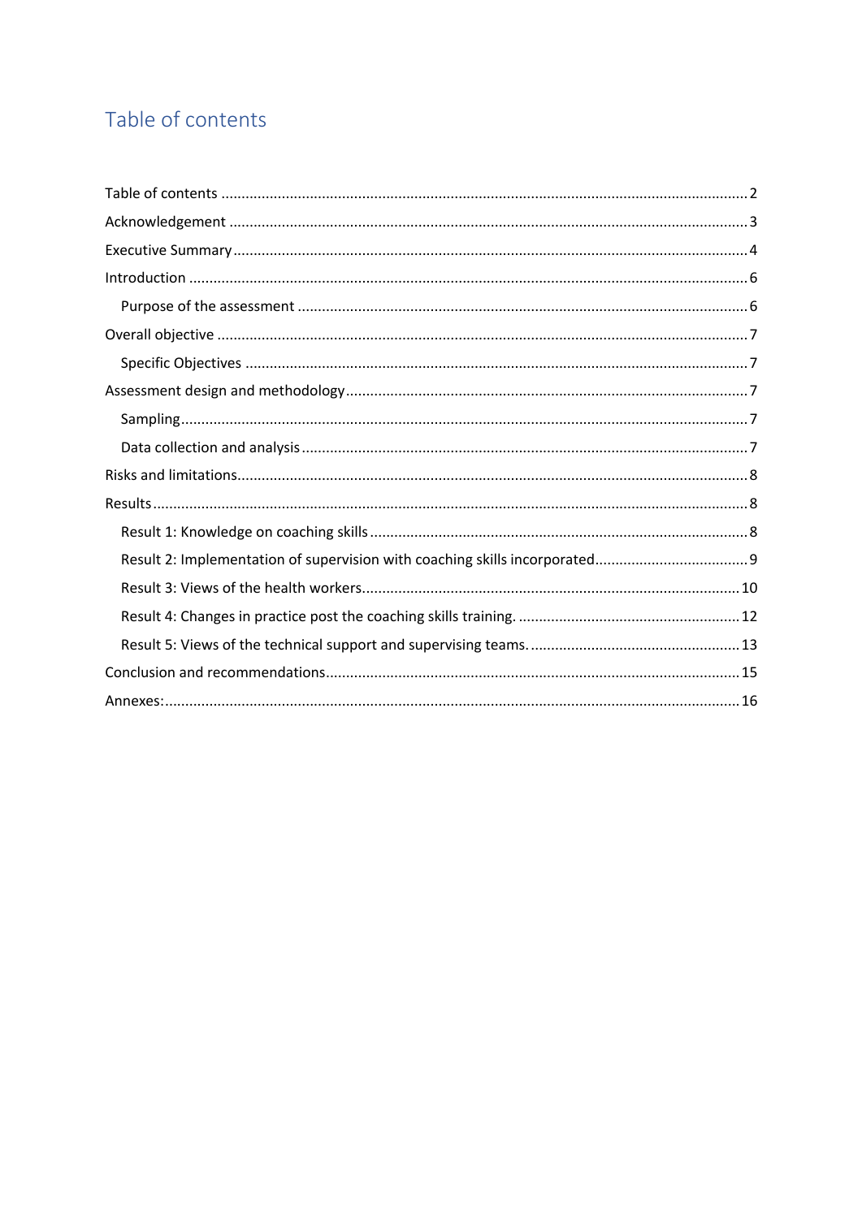# Table of contents

- Table of contents ... 2
- Acknowledgement ... 3
- Executive Summary ... 4
- Introduction ... 6
  - Purpose of the assessment ... 6
- Overall objective ... 7
  - Specific Objectives ... 7
- Assessment design and methodology ... 7
  - Sampling ... 7
  - Data collection and analysis ... 7
- Risks and limitations ... 8
- Results ... 8
  - Result 1: Knowledge on coaching skills ... 8
  - Result 2: Implementation of supervision with coaching skills incorporated ... 9
  - Result 3: Views of the health workers ... 10
  - Result 4: Changes in practice post the coaching skills training. ... 12
  - Result 5: Views of the technical support and supervising teams. ... 13
- Conclusion and recommendations ... 15
- Annexes: ... 16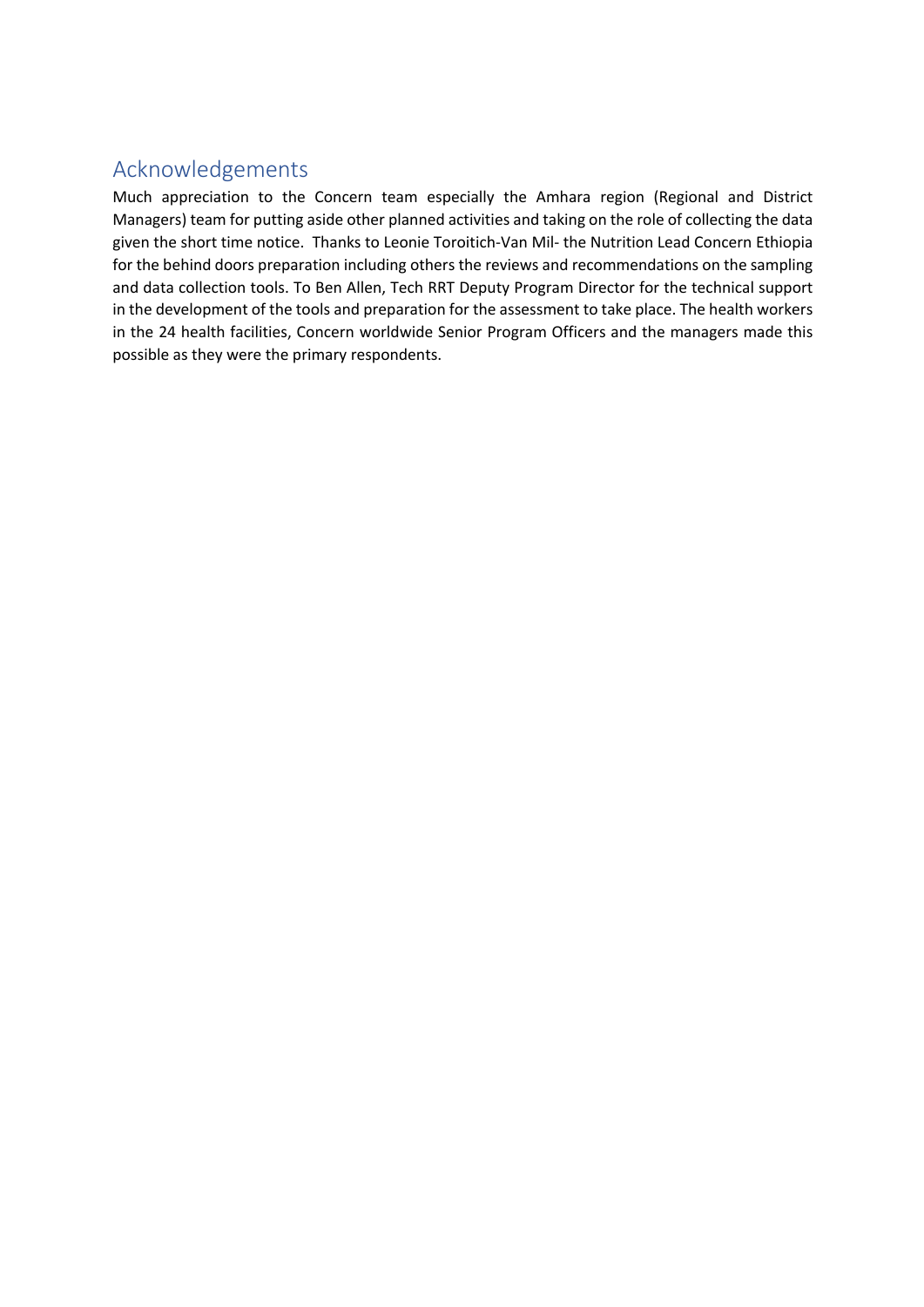## Acknowledgements

Much appreciation to the Concern team especially the Amhara region (Regional and District Managers) team for putting aside other planned activities and taking on the role of collecting the data given the short time notice. Thanks to Leonie Toroitich-Van Mil- the Nutrition Lead Concern Ethiopia for the behind doors preparation including others the reviews and recommendations on the sampling and data collection tools. To Ben Allen, Tech RRT Deputy Program Director for the technical support in the development of the tools and preparation for the assessment to take place. The health workers in the 24 health facilities, Concern worldwide Senior Program Officers and the managers made this possible as they were the primary respondents.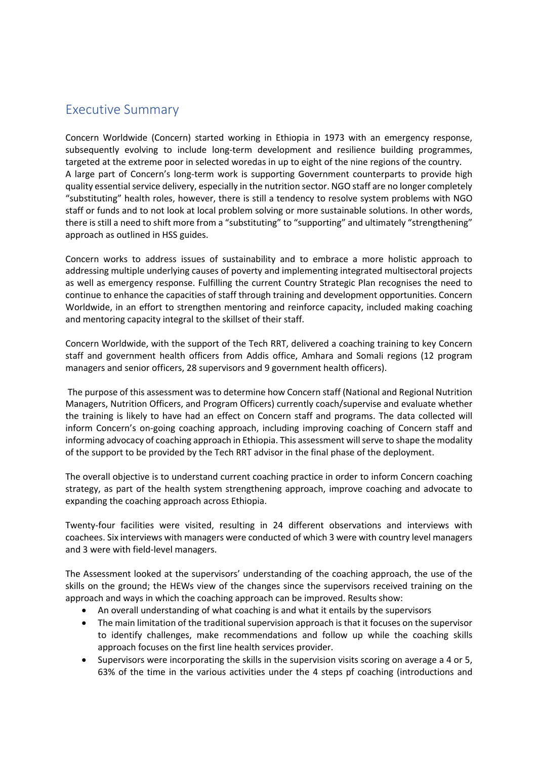## Executive Summary

Concern Worldwide (Concern) started working in Ethiopia in 1973 with an emergency response, subsequently evolving to include long-term development and resilience building programmes, targeted at the extreme poor in selected woredas in up to eight of the nine regions of the country.
A large part of Concern's long-term work is supporting Government counterparts to provide high quality essential service delivery, especially in the nutrition sector. NGO staff are no longer completely "substituting" health roles, however, there is still a tendency to resolve system problems with NGO staff or funds and to not look at local problem solving or more sustainable solutions. In other words, there is still a need to shift more from a "substituting" to "supporting" and ultimately "strengthening" approach as outlined in HSS guides.

Concern works to address issues of sustainability and to embrace a more holistic approach to addressing multiple underlying causes of poverty and implementing integrated multisectoral projects as well as emergency response. Fulfilling the current Country Strategic Plan recognises the need to continue to enhance the capacities of staff through training and development opportunities. Concern Worldwide, in an effort to strengthen mentoring and reinforce capacity, included making coaching and mentoring capacity integral to the skillset of their staff.

Concern Worldwide, with the support of the Tech RRT, delivered a coaching training to key Concern staff and government health officers from Addis office, Amhara and Somali regions (12 program managers and senior officers, 28 supervisors and 9 government health officers).

The purpose of this assessment was to determine how Concern staff (National and Regional Nutrition Managers, Nutrition Officers, and Program Officers) currently coach/supervise and evaluate whether the training is likely to have had an effect on Concern staff and programs. The data collected will inform Concern's on-going coaching approach, including improving coaching of Concern staff and informing advocacy of coaching approach in Ethiopia. This assessment will serve to shape the modality of the support to be provided by the Tech RRT advisor in the final phase of the deployment.

The overall objective is to understand current coaching practice in order to inform Concern coaching strategy, as part of the health system strengthening approach, improve coaching and advocate to expanding the coaching approach across Ethiopia.

Twenty-four facilities were visited, resulting in 24 different observations and interviews with coachees. Six interviews with managers were conducted of which 3 were with country level managers and 3 were with field-level managers.

The Assessment looked at the supervisors' understanding of the coaching approach, the use of the skills on the ground; the HEWs view of the changes since the supervisors received training on the approach and ways in which the coaching approach can be improved. Results show:

- An overall understanding of what coaching is and what it entails by the supervisors
- The main limitation of the traditional supervision approach is that it focuses on the supervisor to identify challenges, make recommendations and follow up while the coaching skills approach focuses on the first line health services provider.
- Supervisors were incorporating the skills in the supervision visits scoring on average a 4 or 5, 63% of the time in the various activities under the 4 steps pf coaching (introductions and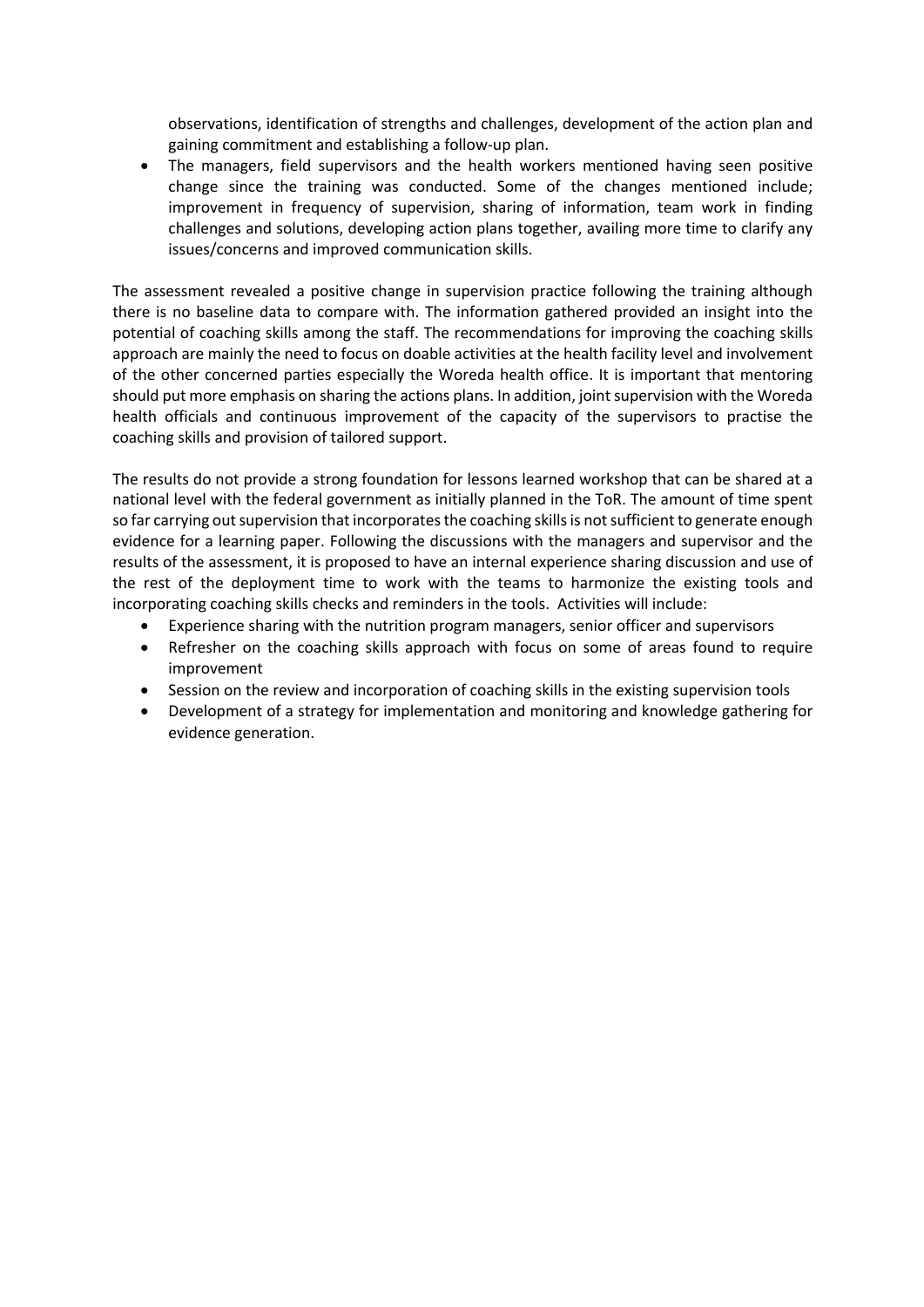observations, identification of strengths and challenges, development of the action plan and gaining commitment and establishing a follow-up plan.

- The managers, field supervisors and the health workers mentioned having seen positive change since the training was conducted. Some of the changes mentioned include; improvement in frequency of supervision, sharing of information, team work in finding challenges and solutions, developing action plans together, availing more time to clarify any issues/concerns and improved communication skills.

The assessment revealed a positive change in supervision practice following the training although there is no baseline data to compare with. The information gathered provided an insight into the potential of coaching skills among the staff. The recommendations for improving the coaching skills approach are mainly the need to focus on doable activities at the health facility level and involvement of the other concerned parties especially the Woreda health office. It is important that mentoring should put more emphasis on sharing the actions plans. In addition, joint supervision with the Woreda health officials and continuous improvement of the capacity of the supervisors to practise the coaching skills and provision of tailored support.

The results do not provide a strong foundation for lessons learned workshop that can be shared at a national level with the federal government as initially planned in the ToR. The amount of time spent so far carrying out supervision that incorporates the coaching skills is not sufficient to generate enough evidence for a learning paper. Following the discussions with the managers and supervisor and the results of the assessment, it is proposed to have an internal experience sharing discussion and use of the rest of the deployment time to work with the teams to harmonize the existing tools and incorporating coaching skills checks and reminders in the tools. Activities will include:

- Experience sharing with the nutrition program managers, senior officer and supervisors
- Refresher on the coaching skills approach with focus on some of areas found to require improvement
- Session on the review and incorporation of coaching skills in the existing supervision tools
- Development of a strategy for implementation and monitoring and knowledge gathering for evidence generation.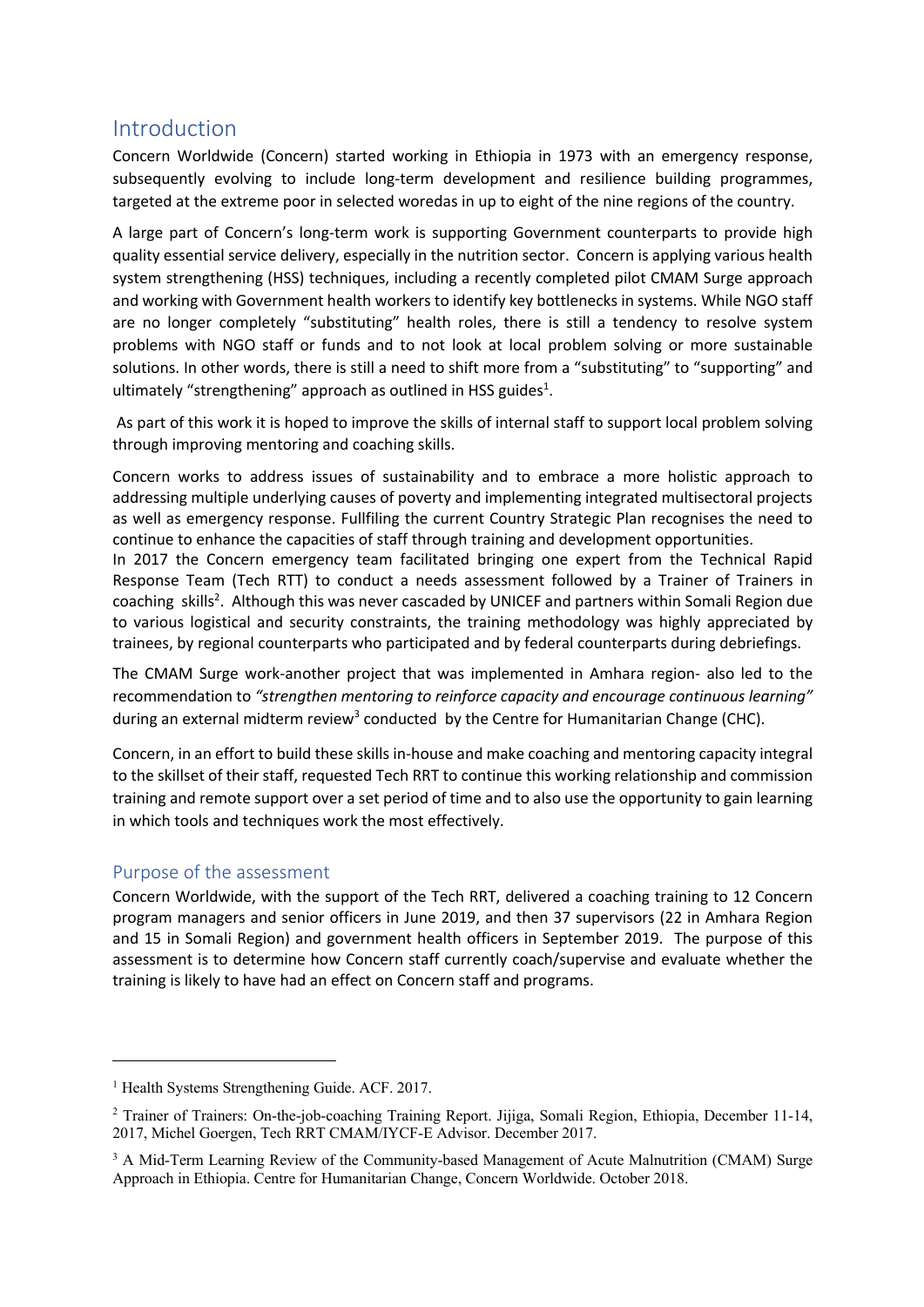## Introduction

Concern Worldwide (Concern) started working in Ethiopia in 1973 with an emergency response, subsequently evolving to include long-term development and resilience building programmes, targeted at the extreme poor in selected woredas in up to eight of the nine regions of the country.

A large part of Concern's long-term work is supporting Government counterparts to provide high quality essential service delivery, especially in the nutrition sector. Concern is applying various health system strengthening (HSS) techniques, including a recently completed pilot CMAM Surge approach and working with Government health workers to identify key bottlenecks in systems. While NGO staff are no longer completely "substituting" health roles, there is still a tendency to resolve system problems with NGO staff or funds and to not look at local problem solving or more sustainable solutions. In other words, there is still a need to shift more from a "substituting" to "supporting" and ultimately "strengthening" approach as outlined in HSS guides[1].

As part of this work it is hoped to improve the skills of internal staff to support local problem solving through improving mentoring and coaching skills.

Concern works to address issues of sustainability and to embrace a more holistic approach to addressing multiple underlying causes of poverty and implementing integrated multisectoral projects as well as emergency response. Fullfiling the current Country Strategic Plan recognises the need to continue to enhance the capacities of staff through training and development opportunities.

In 2017 the Concern emergency team facilitated bringing one expert from the Technical Rapid Response Team (Tech RTT) to conduct a needs assessment followed by a Trainer of Trainers in coaching skills[2]. Although this was never cascaded by UNICEF and partners within Somali Region due to various logistical and security constraints, the training methodology was highly appreciated by trainees, by regional counterparts who participated and by federal counterparts during debriefings.

The CMAM Surge work-another project that was implemented in Amhara region- also led to the recommendation to *"strengthen mentoring to reinforce capacity and encourage continuous learning"* during an external midterm review[3] conducted by the Centre for Humanitarian Change (CHC).

Concern, in an effort to build these skills in-house and make coaching and mentoring capacity integral to the skillset of their staff, requested Tech RRT to continue this working relationship and commission training and remote support over a set period of time and to also use the opportunity to gain learning in which tools and techniques work the most effectively.

### Purpose of the assessment

Concern Worldwide, with the support of the Tech RRT, delivered a coaching training to 12 Concern program managers and senior officers in June 2019, and then 37 supervisors (22 in Amhara Region and 15 in Somali Region) and government health officers in September 2019. The purpose of this assessment is to determine how Concern staff currently coach/supervise and evaluate whether the training is likely to have had an effect on Concern staff and programs.

---

[1] Health Systems Strengthening Guide. ACF. 2017.

[2] Trainer of Trainers: On-the-job-coaching Training Report. Jijiga, Somali Region, Ethiopia, December 11-14, 2017, Michel Goergen, Tech RRT CMAM/IYCF-E Advisor. December 2017.

[3] A Mid-Term Learning Review of the Community-based Management of Acute Malnutrition (CMAM) Surge Approach in Ethiopia. Centre for Humanitarian Change, Concern Worldwide. October 2018.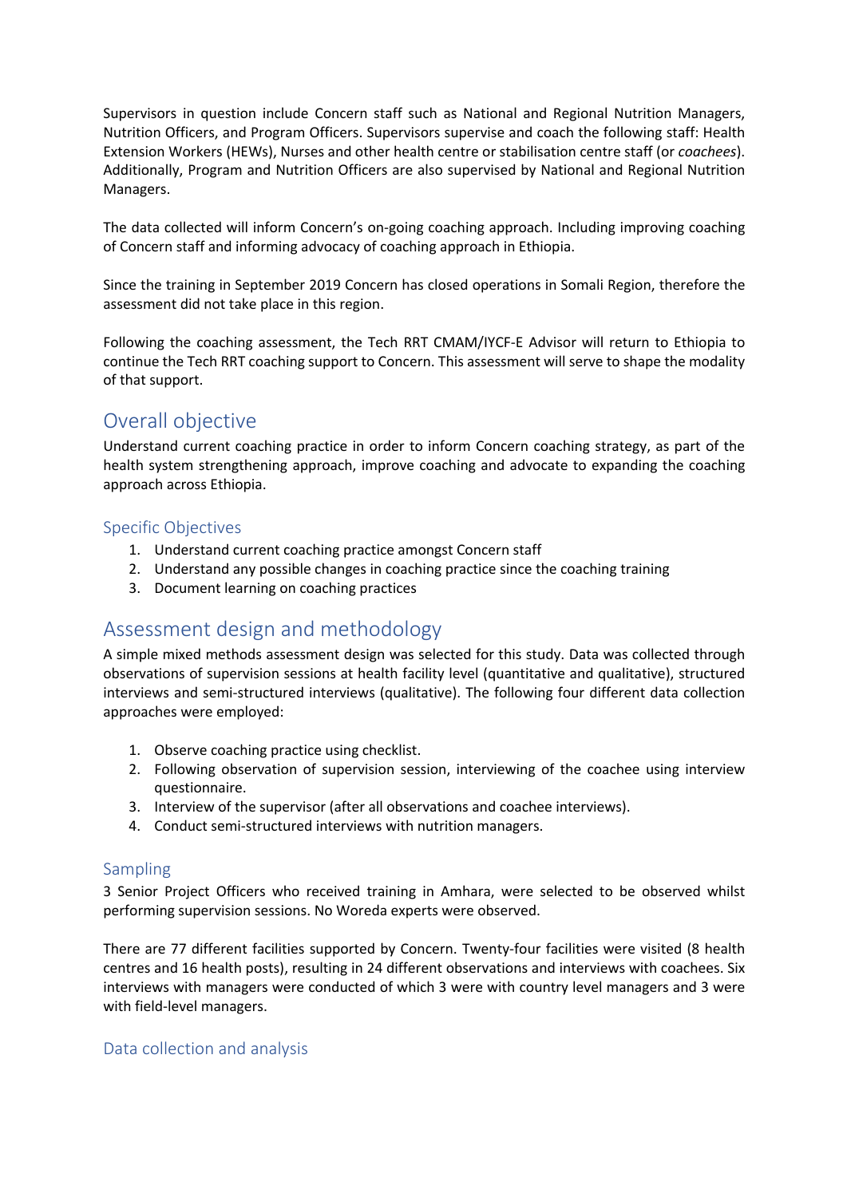Supervisors in question include Concern staff such as National and Regional Nutrition Managers, Nutrition Officers, and Program Officers. Supervisors supervise and coach the following staff: Health Extension Workers (HEWs), Nurses and other health centre or stabilisation centre staff (or *coachees*). Additionally, Program and Nutrition Officers are also supervised by National and Regional Nutrition Managers.

The data collected will inform Concern's on-going coaching approach. Including improving coaching of Concern staff and informing advocacy of coaching approach in Ethiopia.

Since the training in September 2019 Concern has closed operations in Somali Region, therefore the assessment did not take place in this region.

Following the coaching assessment, the Tech RRT CMAM/IYCF-E Advisor will return to Ethiopia to continue the Tech RRT coaching support to Concern. This assessment will serve to shape the modality of that support.

## Overall objective

Understand current coaching practice in order to inform Concern coaching strategy, as part of the health system strengthening approach, improve coaching and advocate to expanding the coaching approach across Ethiopia.

### Specific Objectives

1. Understand current coaching practice amongst Concern staff
2. Understand any possible changes in coaching practice since the coaching training
3. Document learning on coaching practices

## Assessment design and methodology

A simple mixed methods assessment design was selected for this study. Data was collected through observations of supervision sessions at health facility level (quantitative and qualitative), structured interviews and semi-structured interviews (qualitative). The following four different data collection approaches were employed:

1. Observe coaching practice using checklist.
2. Following observation of supervision session, interviewing of the coachee using interview questionnaire.
3. Interview of the supervisor (after all observations and coachee interviews).
4. Conduct semi-structured interviews with nutrition managers.

### Sampling

3 Senior Project Officers who received training in Amhara, were selected to be observed whilst performing supervision sessions. No Woreda experts were observed.

There are 77 different facilities supported by Concern. Twenty-four facilities were visited (8 health centres and 16 health posts), resulting in 24 different observations and interviews with coachees. Six interviews with managers were conducted of which 3 were with country level managers and 3 were with field-level managers.

### Data collection and analysis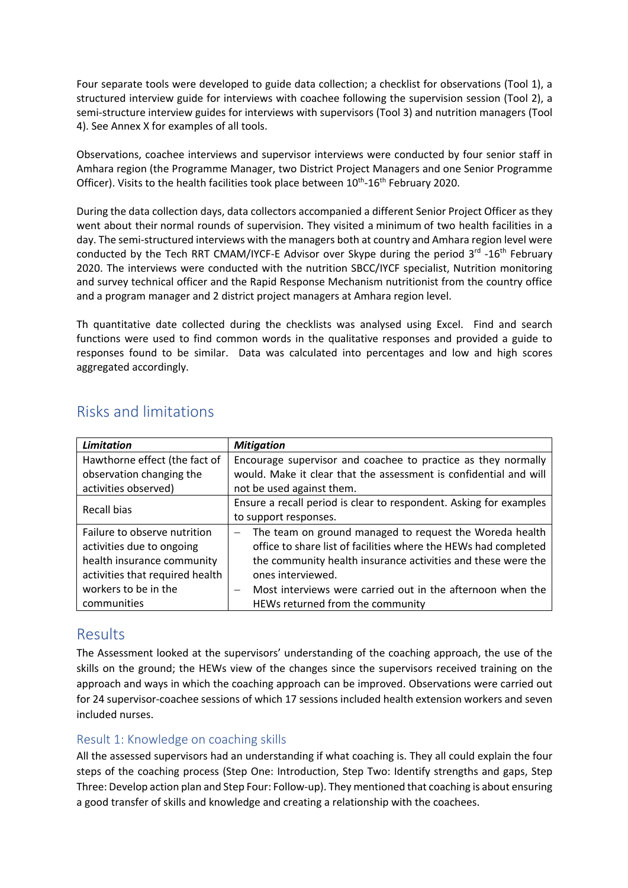Four separate tools were developed to guide data collection; a checklist for observations (Tool 1), a structured interview guide for interviews with coachee following the supervision session (Tool 2), a semi-structure interview guides for interviews with supervisors (Tool 3) and nutrition managers (Tool 4). See Annex X for examples of all tools.

Observations, coachee interviews and supervisor interviews were conducted by four senior staff in Amhara region (the Programme Manager, two District Project Managers and one Senior Programme Officer). Visits to the health facilities took place between 10th-16th February 2020.

During the data collection days, data collectors accompanied a different Senior Project Officer as they went about their normal rounds of supervision. They visited a minimum of two health facilities in a day. The semi-structured interviews with the managers both at country and Amhara region level were conducted by the Tech RRT CMAM/IYCF-E Advisor over Skype during the period 3rd -16th February 2020. The interviews were conducted with the nutrition SBCC/IYCF specialist, Nutrition monitoring and survey technical officer and the Rapid Response Mechanism nutritionist from the country office and a program manager and 2 district project managers at Amhara region level.

Th quantitative date collected during the checklists was analysed using Excel. Find and search functions were used to find common words in the qualitative responses and provided a guide to responses found to be similar. Data was calculated into percentages and low and high scores aggregated accordingly.

## Risks and limitations

| ***Limitation*** | ***Mitigation*** |
|---|---|
| Hawthorne effect (the fact of observation changing the activities observed) | Encourage supervisor and coachee to practice as they normally would. Make it clear that the assessment is confidential and will not be used against them. |
| Recall bias | Ensure a recall period is clear to respondent. Asking for examples to support responses. |
| Failure to observe nutrition activities due to ongoing health insurance community activities that required health workers to be in the communities | – The team on ground managed to request the Woreda health office to share list of facilities where the HEWs had completed the community health insurance activities and these were the ones interviewed.<br>– Most interviews were carried out in the afternoon when the HEWs returned from the community |

## Results

The Assessment looked at the supervisors' understanding of the coaching approach, the use of the skills on the ground; the HEWs view of the changes since the supervisors received training on the approach and ways in which the coaching approach can be improved. Observations were carried out for 24 supervisor-coachee sessions of which 17 sessions included health extension workers and seven included nurses.

### Result 1: Knowledge on coaching skills

All the assessed supervisors had an understanding if what coaching is. They all could explain the four steps of the coaching process (Step One: Introduction, Step Two: Identify strengths and gaps, Step Three: Develop action plan and Step Four: Follow-up). They mentioned that coaching is about ensuring a good transfer of skills and knowledge and creating a relationship with the coachees.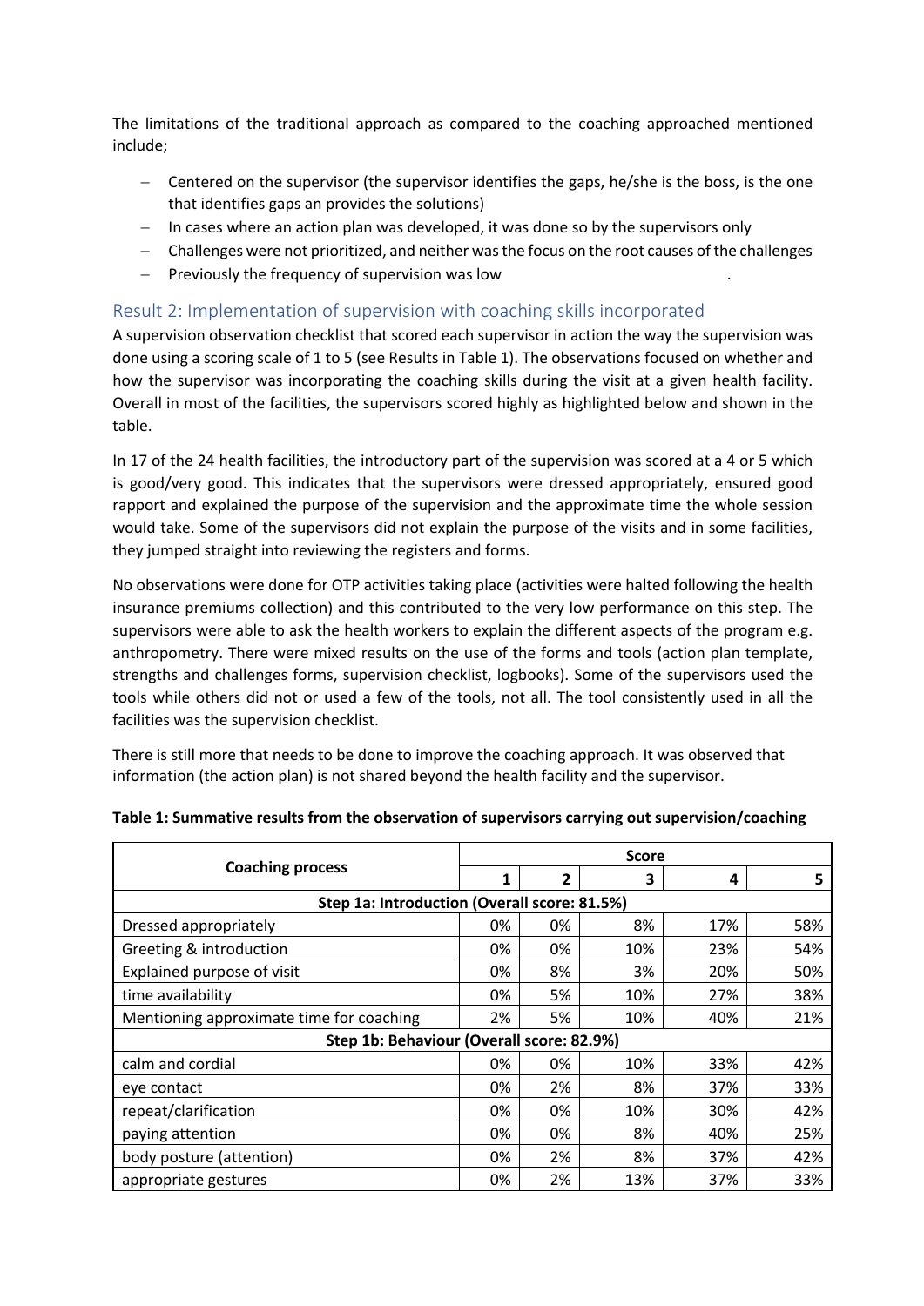The limitations of the traditional approach as compared to the coaching approached mentioned include;

- Centered on the supervisor (the supervisor identifies the gaps, he/she is the boss, is the one that identifies gaps an provides the solutions)
- In cases where an action plan was developed, it was done so by the supervisors only
- Challenges were not prioritized, and neither was the focus on the root causes of the challenges
- Previously the frequency of supervision was low .

## Result 2: Implementation of supervision with coaching skills incorporated

A supervision observation checklist that scored each supervisor in action the way the supervision was done using a scoring scale of 1 to 5 (see Results in Table 1). The observations focused on whether and how the supervisor was incorporating the coaching skills during the visit at a given health facility. Overall in most of the facilities, the supervisors scored highly as highlighted below and shown in the table.

In 17 of the 24 health facilities, the introductory part of the supervision was scored at a 4 or 5 which is good/very good. This indicates that the supervisors were dressed appropriately, ensured good rapport and explained the purpose of the supervision and the approximate time the whole session would take. Some of the supervisors did not explain the purpose of the visits and in some facilities, they jumped straight into reviewing the registers and forms.

No observations were done for OTP activities taking place (activities were halted following the health insurance premiums collection) and this contributed to the very low performance on this step. The supervisors were able to ask the health workers to explain the different aspects of the program e.g. anthropometry. There were mixed results on the use of the forms and tools (action plan template, strengths and challenges forms, supervision checklist, logbooks). Some of the supervisors used the tools while others did not or used a few of the tools, not all. The tool consistently used in all the facilities was the supervision checklist.

There is still more that needs to be done to improve the coaching approach. It was observed that information (the action plan) is not shared beyond the health facility and the supervisor.

**Table 1: Summative results from the observation of supervisors carrying out supervision/coaching**

| Coaching process | Score | | | | |
|---|---|---|---|---|---|
| | 1 | 2 | 3 | 4 | 5 |
| **Step 1a: Introduction (Overall score: 81.5%)** | | | | | |
| Dressed appropriately | 0% | 0% | 8% | 17% | 58% |
| Greeting & introduction | 0% | 0% | 10% | 23% | 54% |
| Explained purpose of visit | 0% | 8% | 3% | 20% | 50% |
| time availability | 0% | 5% | 10% | 27% | 38% |
| Mentioning approximate time for coaching | 2% | 5% | 10% | 40% | 21% |
| **Step 1b: Behaviour (Overall score: 82.9%)** | | | | | |
| calm and cordial | 0% | 0% | 10% | 33% | 42% |
| eye contact | 0% | 2% | 8% | 37% | 33% |
| repeat/clarification | 0% | 0% | 10% | 30% | 42% |
| paying attention | 0% | 0% | 8% | 40% | 25% |
| body posture (attention) | 0% | 2% | 8% | 37% | 42% |
| appropriate gestures | 0% | 2% | 13% | 37% | 33% |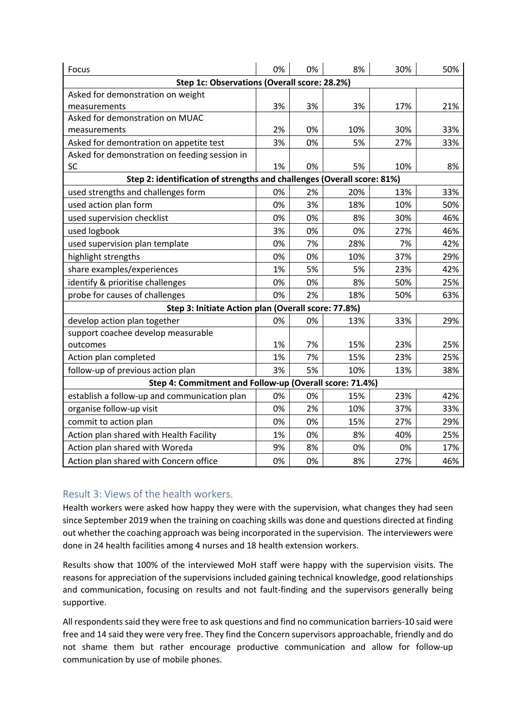| Focus | 0% | 0% | 8% | 30% | 50% |
|---|---|---|---|---|---|
| **Step 1c: Observations (Overall score: 28.2%)** | | | | | |
| Asked for demonstration on weight measurements | 3% | 3% | 3% | 17% | 21% |
| Asked for demonstration on MUAC measurements | 2% | 0% | 10% | 30% | 33% |
| Asked for demontration on appetite test | 3% | 0% | 5% | 27% | 33% |
| Asked for demonstration on feeding session in SC | 1% | 0% | 5% | 10% | 8% |
| **Step 2: identification of strengths and challenges (Overall score: 81%)** | | | | | |
| used strengths and challenges form | 0% | 2% | 20% | 13% | 33% |
| used action plan form | 0% | 3% | 18% | 10% | 50% |
| used supervision checklist | 0% | 0% | 8% | 30% | 46% |
| used logbook | 3% | 0% | 0% | 27% | 46% |
| used supervision plan template | 0% | 7% | 28% | 7% | 42% |
| highlight strengths | 0% | 0% | 10% | 37% | 29% |
| share examples/experiences | 1% | 5% | 5% | 23% | 42% |
| identify & prioritise challenges | 0% | 0% | 8% | 50% | 25% |
| probe for causes of challenges | 0% | 2% | 18% | 50% | 63% |
| **Step 3: Initiate Action plan (Overall score: 77.8%)** | | | | | |
| develop action plan together | 0% | 0% | 13% | 33% | 29% |
| support coachee develop measurable outcomes | 1% | 7% | 15% | 23% | 25% |
| Action plan completed | 1% | 7% | 15% | 23% | 25% |
| follow-up of previous action plan | 3% | 5% | 10% | 13% | 38% |
| **Step 4: Commitment and Follow-up (Overall score: 71.4%)** | | | | | |
| establish a follow-up and communication plan | 0% | 0% | 15% | 23% | 42% |
| organise follow-up visit | 0% | 2% | 10% | 37% | 33% |
| commit to action plan | 0% | 0% | 15% | 27% | 29% |
| Action plan shared with Health Facility | 1% | 0% | 8% | 40% | 25% |
| Action plan shared with Woreda | 9% | 8% | 0% | 0% | 17% |
| Action plan shared with Concern office | 0% | 0% | 8% | 27% | 46% |

## Result 3: Views of the health workers.

Health workers were asked how happy they were with the supervision, what changes they had seen since September 2019 when the training on coaching skills was done and questions directed at finding out whether the coaching approach was being incorporated in the supervision. The interviewers were done in 24 health facilities among 4 nurses and 18 health extension workers.

Results show that 100% of the interviewed MoH staff were happy with the supervision visits. The reasons for appreciation of the supervisions included gaining technical knowledge, good relationships and communication, focusing on results and not fault-finding and the supervisors generally being supportive.

All respondents said they were free to ask questions and find no communication barriers-10 said were free and 14 said they were very free. They find the Concern supervisors approachable, friendly and do not shame them but rather encourage productive communication and allow for follow-up communication by use of mobile phones.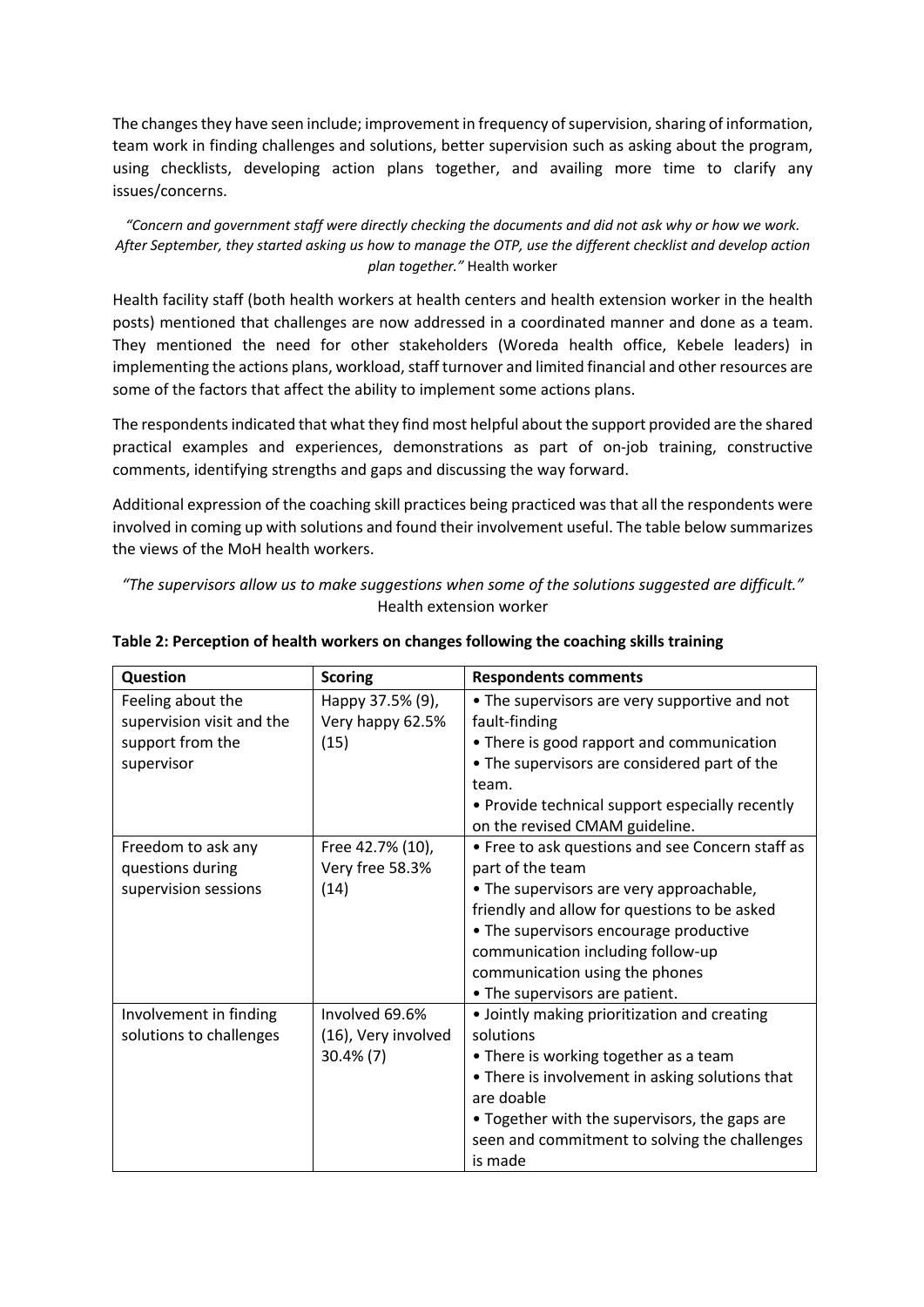The changes they have seen include; improvement in frequency of supervision, sharing of information, team work in finding challenges and solutions, better supervision such as asking about the program, using checklists, developing action plans together, and availing more time to clarify any issues/concerns.

*"Concern and government staff were directly checking the documents and did not ask why or how we work. After September, they started asking us how to manage the OTP, use the different checklist and develop action plan together."* Health worker

Health facility staff (both health workers at health centers and health extension worker in the health posts) mentioned that challenges are now addressed in a coordinated manner and done as a team. They mentioned the need for other stakeholders (Woreda health office, Kebele leaders) in implementing the actions plans, workload, staff turnover and limited financial and other resources are some of the factors that affect the ability to implement some actions plans.

The respondents indicated that what they find most helpful about the support provided are the shared practical examples and experiences, demonstrations as part of on-job training, constructive comments, identifying strengths and gaps and discussing the way forward.

Additional expression of the coaching skill practices being practiced was that all the respondents were involved in coming up with solutions and found their involvement useful. The table below summarizes the views of the MoH health workers.

*"The supervisors allow us to make suggestions when some of the solutions suggested are difficult."* Health extension worker

**Table 2: Perception of health workers on changes following the coaching skills training**

| Question | Scoring | Respondents comments |
|---|---|---|
| Feeling about the supervision visit and the support from the supervisor | Happy 37.5% (9), Very happy 62.5% (15) | • The supervisors are very supportive and not fault-finding<br>• There is good rapport and communication<br>• The supervisors are considered part of the team.<br>• Provide technical support especially recently on the revised CMAM guideline. |
| Freedom to ask any questions during supervision sessions | Free 42.7% (10), Very free 58.3% (14) | • Free to ask questions and see Concern staff as part of the team<br>• The supervisors are very approachable, friendly and allow for questions to be asked<br>• The supervisors encourage productive communication including follow-up communication using the phones<br>• The supervisors are patient. |
| Involvement in finding solutions to challenges | Involved 69.6% (16), Very involved 30.4% (7) | • Jointly making prioritization and creating solutions<br>• There is working together as a team<br>• There is involvement in asking solutions that are doable<br>• Together with the supervisors, the gaps are seen and commitment to solving the challenges is made |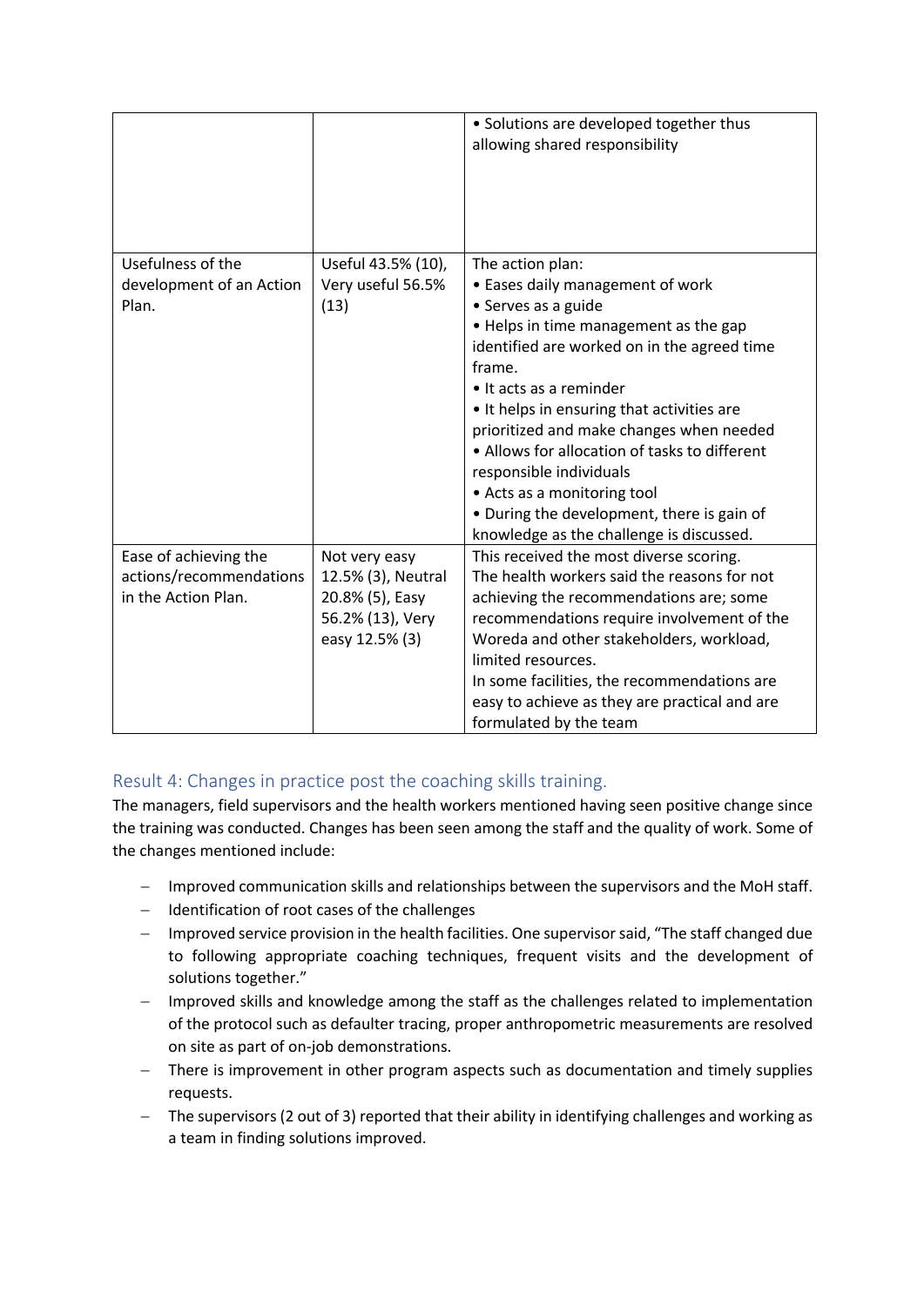| | | |
|---|---|---|
| | | • Solutions are developed together thus allowing shared responsibility |
| Usefulness of the development of an Action Plan. | Useful 43.5% (10), Very useful 56.5% (13) | The action plan:<br>• Eases daily management of work<br>• Serves as a guide<br>• Helps in time management as the gap identified are worked on in the agreed time frame.<br>• It acts as a reminder<br>• It helps in ensuring that activities are prioritized and make changes when needed<br>• Allows for allocation of tasks to different responsible individuals<br>• Acts as a monitoring tool<br>• During the development, there is gain of knowledge as the challenge is discussed. |
| Ease of achieving the actions/recommendations in the Action Plan. | Not very easy 12.5% (3), Neutral 20.8% (5), Easy 56.2% (13), Very easy 12.5% (3) | This received the most diverse scoring. The health workers said the reasons for not achieving the recommendations are; some recommendations require involvement of the Woreda and other stakeholders, workload, limited resources.<br>In some facilities, the recommendations are easy to achieve as they are practical and are formulated by the team |

## Result 4: Changes in practice post the coaching skills training.

The managers, field supervisors and the health workers mentioned having seen positive change since the training was conducted. Changes has been seen among the staff and the quality of work. Some of the changes mentioned include:

- Improved communication skills and relationships between the supervisors and the MoH staff.
- Identification of root cases of the challenges
- Improved service provision in the health facilities. One supervisor said, "The staff changed due to following appropriate coaching techniques, frequent visits and the development of solutions together."
- Improved skills and knowledge among the staff as the challenges related to implementation of the protocol such as defaulter tracing, proper anthropometric measurements are resolved on site as part of on-job demonstrations.
- There is improvement in other program aspects such as documentation and timely supplies requests.
- The supervisors (2 out of 3) reported that their ability in identifying challenges and working as a team in finding solutions improved.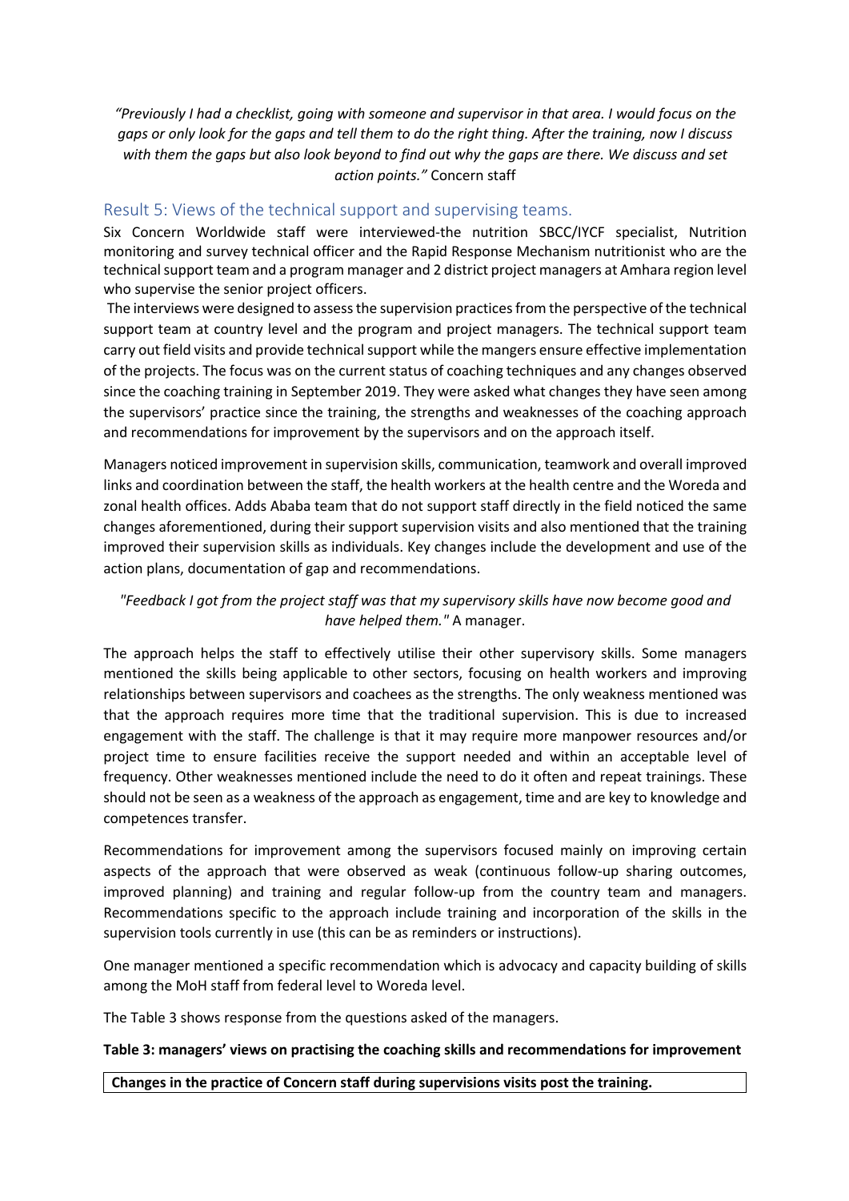*"Previously I had a checklist, going with someone and supervisor in that area. I would focus on the gaps or only look for the gaps and tell them to do the right thing. After the training, now I discuss with them the gaps but also look beyond to find out why the gaps are there. We discuss and set action points."* Concern staff

## Result 5: Views of the technical support and supervising teams.

Six Concern Worldwide staff were interviewed-the nutrition SBCC/IYCF specialist, Nutrition monitoring and survey technical officer and the Rapid Response Mechanism nutritionist who are the technical support team and a program manager and 2 district project managers at Amhara region level who supervise the senior project officers.

The interviews were designed to assess the supervision practices from the perspective of the technical support team at country level and the program and project managers. The technical support team carry out field visits and provide technical support while the mangers ensure effective implementation of the projects. The focus was on the current status of coaching techniques and any changes observed since the coaching training in September 2019. They were asked what changes they have seen among the supervisors' practice since the training, the strengths and weaknesses of the coaching approach and recommendations for improvement by the supervisors and on the approach itself.

Managers noticed improvement in supervision skills, communication, teamwork and overall improved links and coordination between the staff, the health workers at the health centre and the Woreda and zonal health offices. Adds Ababa team that do not support staff directly in the field noticed the same changes aforementioned, during their support supervision visits and also mentioned that the training improved their supervision skills as individuals. Key changes include the development and use of the action plans, documentation of gap and recommendations.

*"Feedback I got from the project staff was that my supervisory skills have now become good and have helped them."* A manager.

The approach helps the staff to effectively utilise their other supervisory skills. Some managers mentioned the skills being applicable to other sectors, focusing on health workers and improving relationships between supervisors and coachees as the strengths. The only weakness mentioned was that the approach requires more time that the traditional supervision. This is due to increased engagement with the staff. The challenge is that it may require more manpower resources and/or project time to ensure facilities receive the support needed and within an acceptable level of frequency. Other weaknesses mentioned include the need to do it often and repeat trainings. These should not be seen as a weakness of the approach as engagement, time and are key to knowledge and competences transfer.

Recommendations for improvement among the supervisors focused mainly on improving certain aspects of the approach that were observed as weak (continuous follow-up sharing outcomes, improved planning) and training and regular follow-up from the country team and managers. Recommendations specific to the approach include training and incorporation of the skills in the supervision tools currently in use (this can be as reminders or instructions).

One manager mentioned a specific recommendation which is advocacy and capacity building of skills among the MoH staff from federal level to Woreda level.

The Table 3 shows response from the questions asked of the managers.

**Table 3: managers' views on practising the coaching skills and recommendations for improvement**

| **Changes in the practice of Concern staff during supervisions visits post the training.** |
| --- |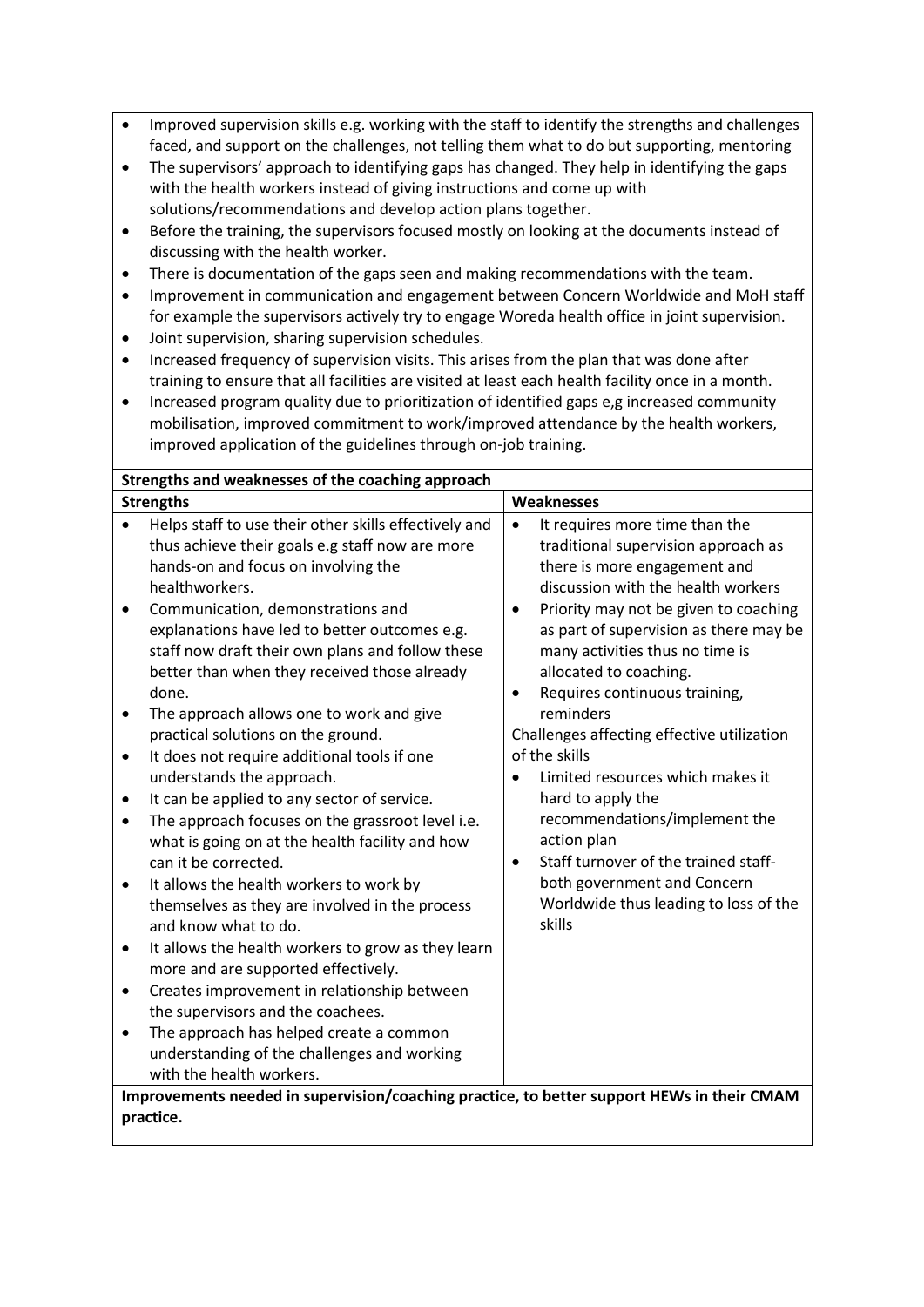- Improved supervision skills e.g. working with the staff to identify the strengths and challenges faced, and support on the challenges, not telling them what to do but supporting, mentoring
- The supervisors' approach to identifying gaps has changed. They help in identifying the gaps with the health workers instead of giving instructions and come up with solutions/recommendations and develop action plans together.
- Before the training, the supervisors focused mostly on looking at the documents instead of discussing with the health worker.
- There is documentation of the gaps seen and making recommendations with the team.
- Improvement in communication and engagement between Concern Worldwide and MoH staff for example the supervisors actively try to engage Woreda health office in joint supervision.
- Joint supervision, sharing supervision schedules.
- Increased frequency of supervision visits. This arises from the plan that was done after training to ensure that all facilities are visited at least each health facility once in a month.
- Increased program quality due to prioritization of identified gaps e,g increased community mobilisation, improved commitment to work/improved attendance by the health workers, improved application of the guidelines through on-job training.

**Strengths and weaknesses of the coaching approach**

| **Strengths** | **Weaknesses** |
|---|---|
| • Helps staff to use their other skills effectively and thus achieve their goals e.g staff now are more hands-on and focus on involving the healthworkers.<br>• Communication, demonstrations and explanations have led to better outcomes e.g. staff now draft their own plans and follow these better than when they received those already done.<br>• The approach allows one to work and give practical solutions on the ground.<br>• It does not require additional tools if one understands the approach.<br>• It can be applied to any sector of service.<br>• The approach focuses on the grassroot level i.e. what is going on at the health facility and how can it be corrected.<br>• It allows the health workers to work by themselves as they are involved in the process and know what to do.<br>• It allows the health workers to grow as they learn more and are supported effectively.<br>• Creates improvement in relationship between the supervisors and the coachees.<br>• The approach has helped create a common understanding of the challenges and working with the health workers. | • It requires more time than the traditional supervision approach as there is more engagement and discussion with the health workers<br>• Priority may not be given to coaching as part of supervision as there may be many activities thus no time is allocated to coaching.<br>• Requires continuous training, reminders<br>Challenges affecting effective utilization of the skills<br>• Limited resources which makes it hard to apply the recommendations/implement the action plan<br>• Staff turnover of the trained staff- both government and Concern Worldwide thus leading to loss of the skills |

**Improvements needed in supervision/coaching practice, to better support HEWs in their CMAM practice.**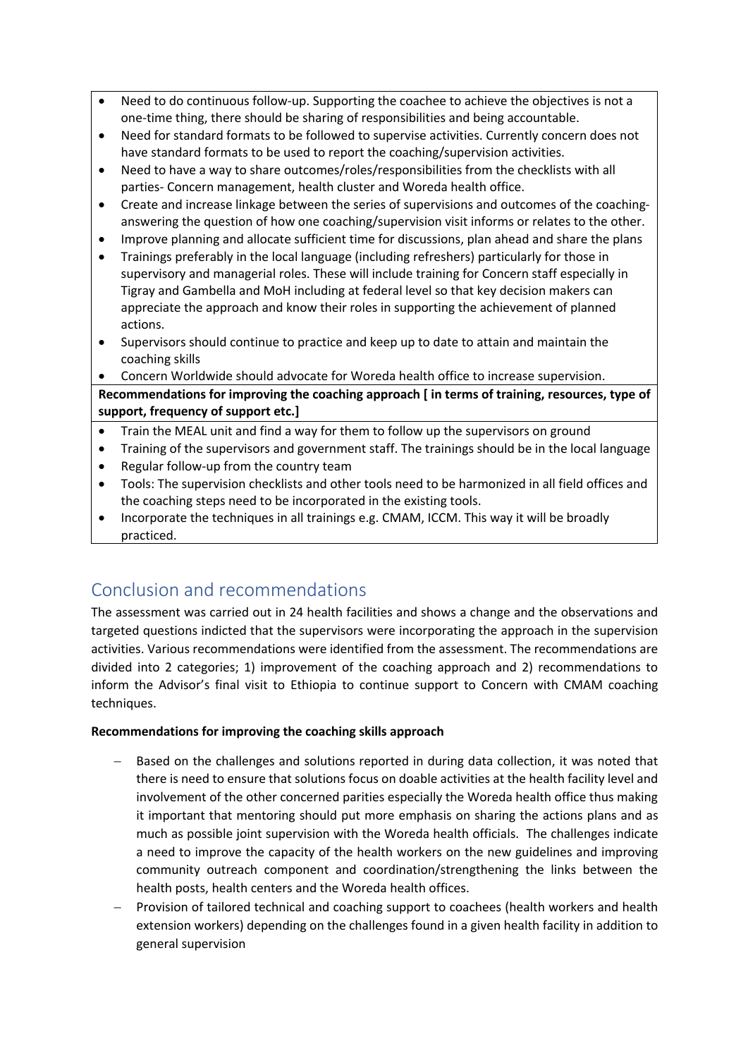- Need to do continuous follow-up. Supporting the coachee to achieve the objectives is not a one-time thing, there should be sharing of responsibilities and being accountable.
- Need for standard formats to be followed to supervise activities. Currently concern does not have standard formats to be used to report the coaching/supervision activities.
- Need to have a way to share outcomes/roles/responsibilities from the checklists with all parties- Concern management, health cluster and Woreda health office.
- Create and increase linkage between the series of supervisions and outcomes of the coaching-answering the question of how one coaching/supervision visit informs or relates to the other.
- Improve planning and allocate sufficient time for discussions, plan ahead and share the plans
- Trainings preferably in the local language (including refreshers) particularly for those in supervisory and managerial roles. These will include training for Concern staff especially in Tigray and Gambella and MoH including at federal level so that key decision makers can appreciate the approach and know their roles in supporting the achievement of planned actions.
- Supervisors should continue to practice and keep up to date to attain and maintain the coaching skills
- Concern Worldwide should advocate for Woreda health office to increase supervision.

**Recommendations for improving the coaching approach [ in terms of training, resources, type of support, frequency of support etc.]**

- Train the MEAL unit and find a way for them to follow up the supervisors on ground
- Training of the supervisors and government staff. The trainings should be in the local language
- Regular follow-up from the country team
- Tools: The supervision checklists and other tools need to be harmonized in all field offices and the coaching steps need to be incorporated in the existing tools.
- Incorporate the techniques in all trainings e.g. CMAM, ICCM. This way it will be broadly practiced.

## Conclusion and recommendations

The assessment was carried out in 24 health facilities and shows a change and the observations and targeted questions indicted that the supervisors were incorporating the approach in the supervision activities. Various recommendations were identified from the assessment. The recommendations are divided into 2 categories; 1) improvement of the coaching approach and 2) recommendations to inform the Advisor's final visit to Ethiopia to continue support to Concern with CMAM coaching techniques.

**Recommendations for improving the coaching skills approach**

- Based on the challenges and solutions reported in during data collection, it was noted that there is need to ensure that solutions focus on doable activities at the health facility level and involvement of the other concerned parities especially the Woreda health office thus making it important that mentoring should put more emphasis on sharing the actions plans and as much as possible joint supervision with the Woreda health officials. The challenges indicate a need to improve the capacity of the health workers on the new guidelines and improving community outreach component and coordination/strengthening the links between the health posts, health centers and the Woreda health offices.
- Provision of tailored technical and coaching support to coachees (health workers and health extension workers) depending on the challenges found in a given health facility in addition to general supervision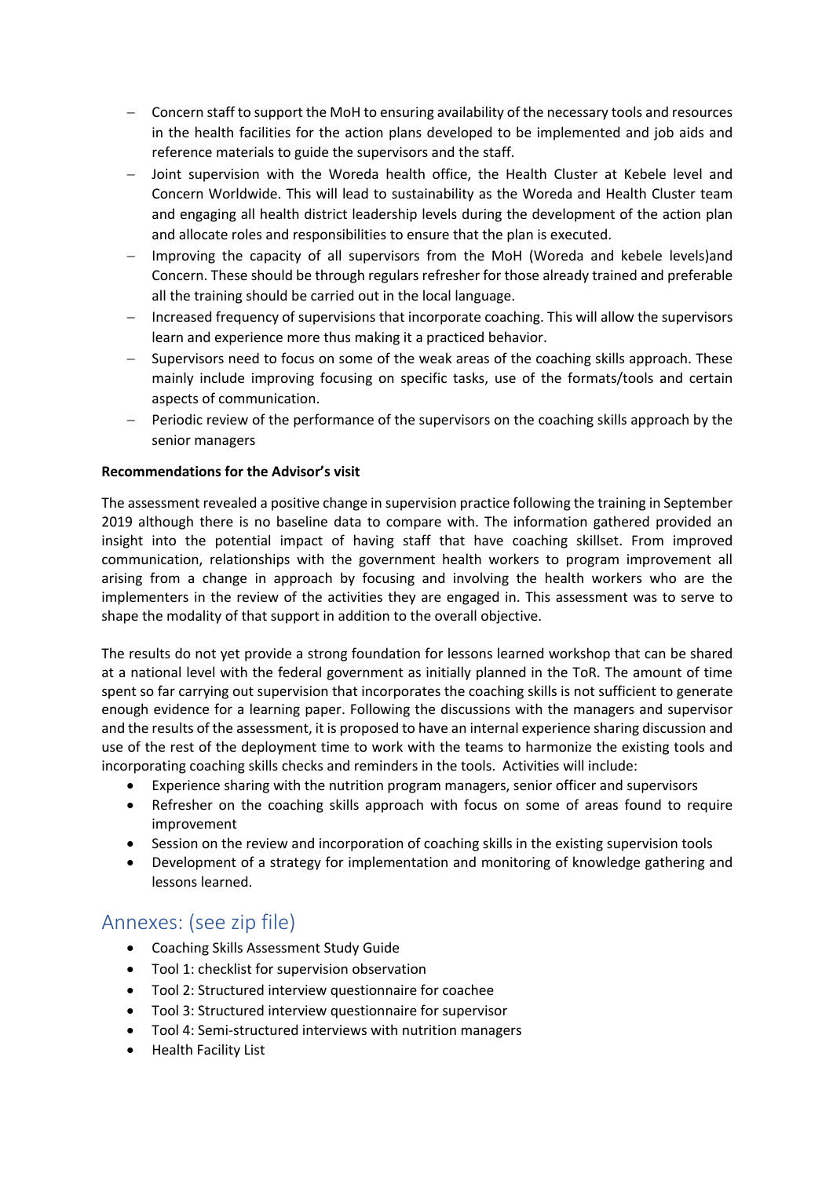- Concern staff to support the MoH to ensuring availability of the necessary tools and resources in the health facilities for the action plans developed to be implemented and job aids and reference materials to guide the supervisors and the staff.
- Joint supervision with the Woreda health office, the Health Cluster at Kebele level and Concern Worldwide. This will lead to sustainability as the Woreda and Health Cluster team and engaging all health district leadership levels during the development of the action plan and allocate roles and responsibilities to ensure that the plan is executed.
- Improving the capacity of all supervisors from the MoH (Woreda and kebele levels)and Concern. These should be through regulars refresher for those already trained and preferable all the training should be carried out in the local language.
- Increased frequency of supervisions that incorporate coaching. This will allow the supervisors learn and experience more thus making it a practiced behavior.
- Supervisors need to focus on some of the weak areas of the coaching skills approach. These mainly include improving focusing on specific tasks, use of the formats/tools and certain aspects of communication.
- Periodic review of the performance of the supervisors on the coaching skills approach by the senior managers

**Recommendations for the Advisor's visit**

The assessment revealed a positive change in supervision practice following the training in September 2019 although there is no baseline data to compare with. The information gathered provided an insight into the potential impact of having staff that have coaching skillset. From improved communication, relationships with the government health workers to program improvement all arising from a change in approach by focusing and involving the health workers who are the implementers in the review of the activities they are engaged in. This assessment was to serve to shape the modality of that support in addition to the overall objective.

The results do not yet provide a strong foundation for lessons learned workshop that can be shared at a national level with the federal government as initially planned in the ToR. The amount of time spent so far carrying out supervision that incorporates the coaching skills is not sufficient to generate enough evidence for a learning paper. Following the discussions with the managers and supervisor and the results of the assessment, it is proposed to have an internal experience sharing discussion and use of the rest of the deployment time to work with the teams to harmonize the existing tools and incorporating coaching skills checks and reminders in the tools. Activities will include:

- Experience sharing with the nutrition program managers, senior officer and supervisors
- Refresher on the coaching skills approach with focus on some of areas found to require improvement
- Session on the review and incorporation of coaching skills in the existing supervision tools
- Development of a strategy for implementation and monitoring of knowledge gathering and lessons learned.

## Annexes: (see zip file)

- Coaching Skills Assessment Study Guide
- Tool 1: checklist for supervision observation
- Tool 2: Structured interview questionnaire for coachee
- Tool 3: Structured interview questionnaire for supervisor
- Tool 4: Semi-structured interviews with nutrition managers
- Health Facility List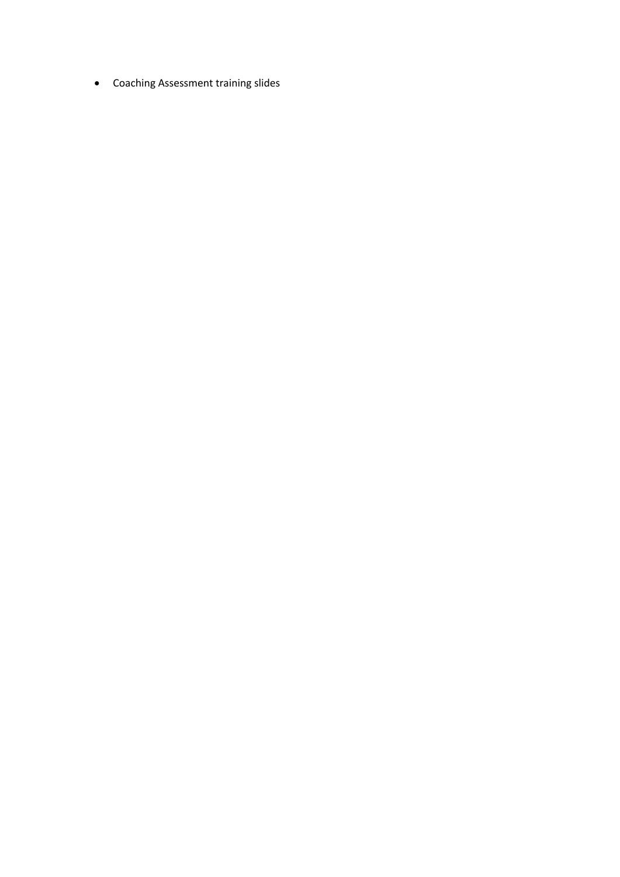- Coaching Assessment training slides